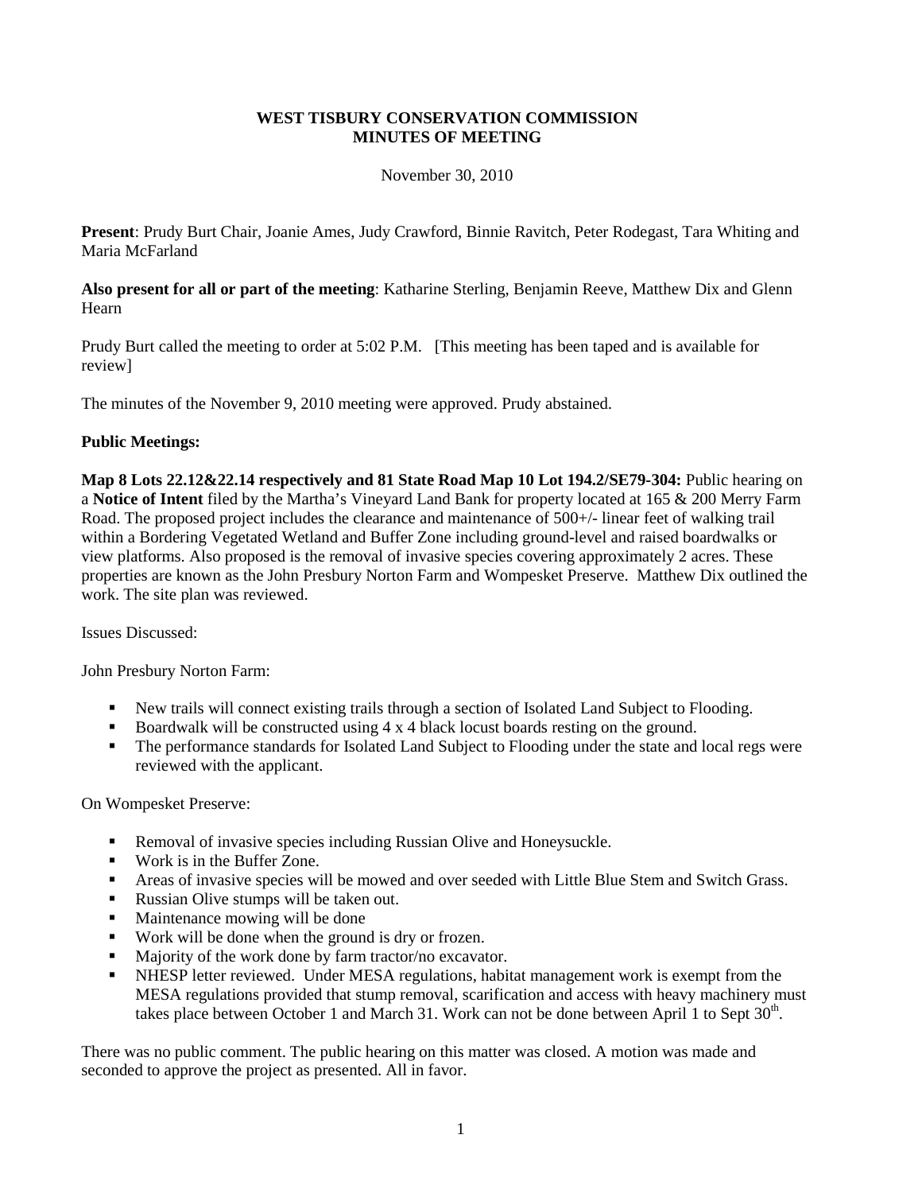**WEST TISBURY CONSERVATION COMMISSION**
**MINUTES OF MEETING**

November 30, 2010

**Present**: Prudy Burt Chair, Joanie Ames, Judy Crawford, Binnie Ravitch, Peter Rodegast, Tara Whiting and Maria McFarland

**Also present for all or part of the meeting**: Katharine Sterling, Benjamin Reeve, Matthew Dix and Glenn Hearn

Prudy Burt called the meeting to order at 5:02 P.M. [This meeting has been taped and is available for review]

The minutes of the November 9, 2010 meeting were approved. Prudy abstained.

**Public Meetings:**

**Map 8 Lots 22.12&22.14 respectively and 81 State Road Map 10 Lot 194.2/SE79-304:** Public hearing on a **Notice of Intent** filed by the Martha's Vineyard Land Bank for property located at 165 & 200 Merry Farm Road. The proposed project includes the clearance and maintenance of 500+/- linear feet of walking trail within a Bordering Vegetated Wetland and Buffer Zone including ground-level and raised boardwalks or view platforms. Also proposed is the removal of invasive species covering approximately 2 acres. These properties are known as the John Presbury Norton Farm and Wompesket Preserve. Matthew Dix outlined the work. The site plan was reviewed.

Issues Discussed:

John Presbury Norton Farm:

- New trails will connect existing trails through a section of Isolated Land Subject to Flooding.
- Boardwalk will be constructed using 4 x 4 black locust boards resting on the ground.
- The performance standards for Isolated Land Subject to Flooding under the state and local regs were reviewed with the applicant.

On Wompesket Preserve:

- Removal of invasive species including Russian Olive and Honeysuckle.
- Work is in the Buffer Zone.
- Areas of invasive species will be mowed and over seeded with Little Blue Stem and Switch Grass.
- Russian Olive stumps will be taken out.
- Maintenance mowing will be done
- Work will be done when the ground is dry or frozen.
- Majority of the work done by farm tractor/no excavator.
- NHESP letter reviewed. Under MESA regulations, habitat management work is exempt from the MESA regulations provided that stump removal, scarification and access with heavy machinery must takes place between October 1 and March 31. Work can not be done between April 1 to Sept 30th.

There was no public comment. The public hearing on this matter was closed. A motion was made and seconded to approve the project as presented. All in favor.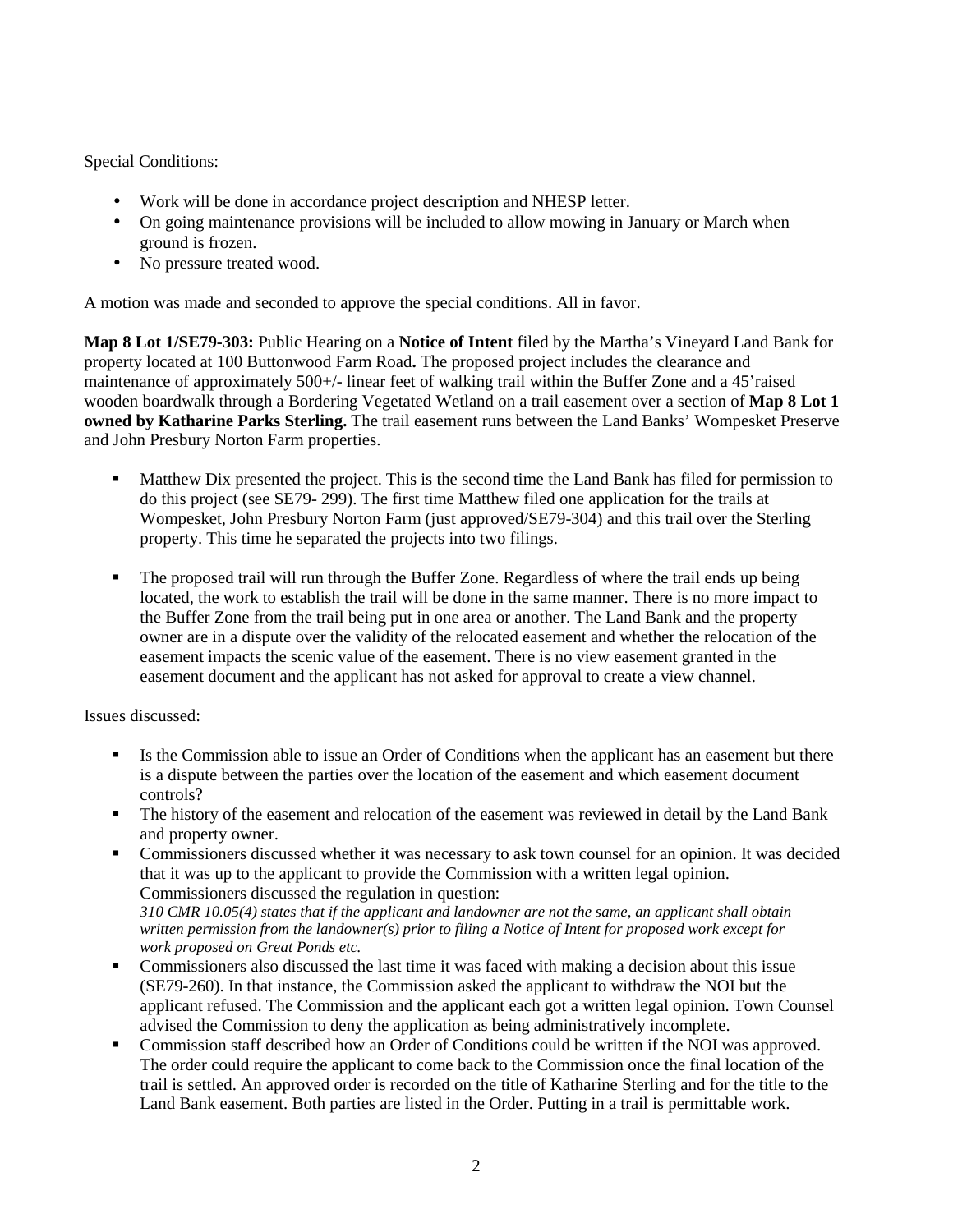Special Conditions:

- Work will be done in accordance project description and NHESP letter.
- On going maintenance provisions will be included to allow mowing in January or March when ground is frozen.
- No pressure treated wood.

A motion was made and seconded to approve the special conditions. All in favor.

**Map 8 Lot 1/SE79-303:** Public Hearing on a **Notice of Intent** filed by the Martha's Vineyard Land Bank for property located at 100 Buttonwood Farm Road**.** The proposed project includes the clearance and maintenance of approximately 500+/- linear feet of walking trail within the Buffer Zone and a 45'raised wooden boardwalk through a Bordering Vegetated Wetland on a trail easement over a section of **Map 8 Lot 1 owned by Katharine Parks Sterling.** The trail easement runs between the Land Banks' Wompesket Preserve and John Presbury Norton Farm properties.

- Matthew Dix presented the project. This is the second time the Land Bank has filed for permission to do this project (see SE79- 299). The first time Matthew filed one application for the trails at Wompesket, John Presbury Norton Farm (just approved/SE79-304) and this trail over the Sterling property. This time he separated the projects into two filings.

- The proposed trail will run through the Buffer Zone. Regardless of where the trail ends up being located, the work to establish the trail will be done in the same manner. There is no more impact to the Buffer Zone from the trail being put in one area or another. The Land Bank and the property owner are in a dispute over the validity of the relocated easement and whether the relocation of the easement impacts the scenic value of the easement. There is no view easement granted in the easement document and the applicant has not asked for approval to create a view channel.

Issues discussed:

- Is the Commission able to issue an Order of Conditions when the applicant has an easement but there is a dispute between the parties over the location of the easement and which easement document controls?
- The history of the easement and relocation of the easement was reviewed in detail by the Land Bank and property owner.
- Commissioners discussed whether it was necessary to ask town counsel for an opinion. It was decided that it was up to the applicant to provide the Commission with a written legal opinion. Commissioners discussed the regulation in question:
  *310 CMR 10.05(4) states that if the applicant and landowner are not the same, an applicant shall obtain written permission from the landowner(s) prior to filing a Notice of Intent for proposed work except for work proposed on Great Ponds etc.*
- Commissioners also discussed the last time it was faced with making a decision about this issue (SE79-260). In that instance, the Commission asked the applicant to withdraw the NOI but the applicant refused. The Commission and the applicant each got a written legal opinion. Town Counsel advised the Commission to deny the application as being administratively incomplete.
- Commission staff described how an Order of Conditions could be written if the NOI was approved. The order could require the applicant to come back to the Commission once the final location of the trail is settled. An approved order is recorded on the title of Katharine Sterling and for the title to the Land Bank easement. Both parties are listed in the Order. Putting in a trail is permittable work.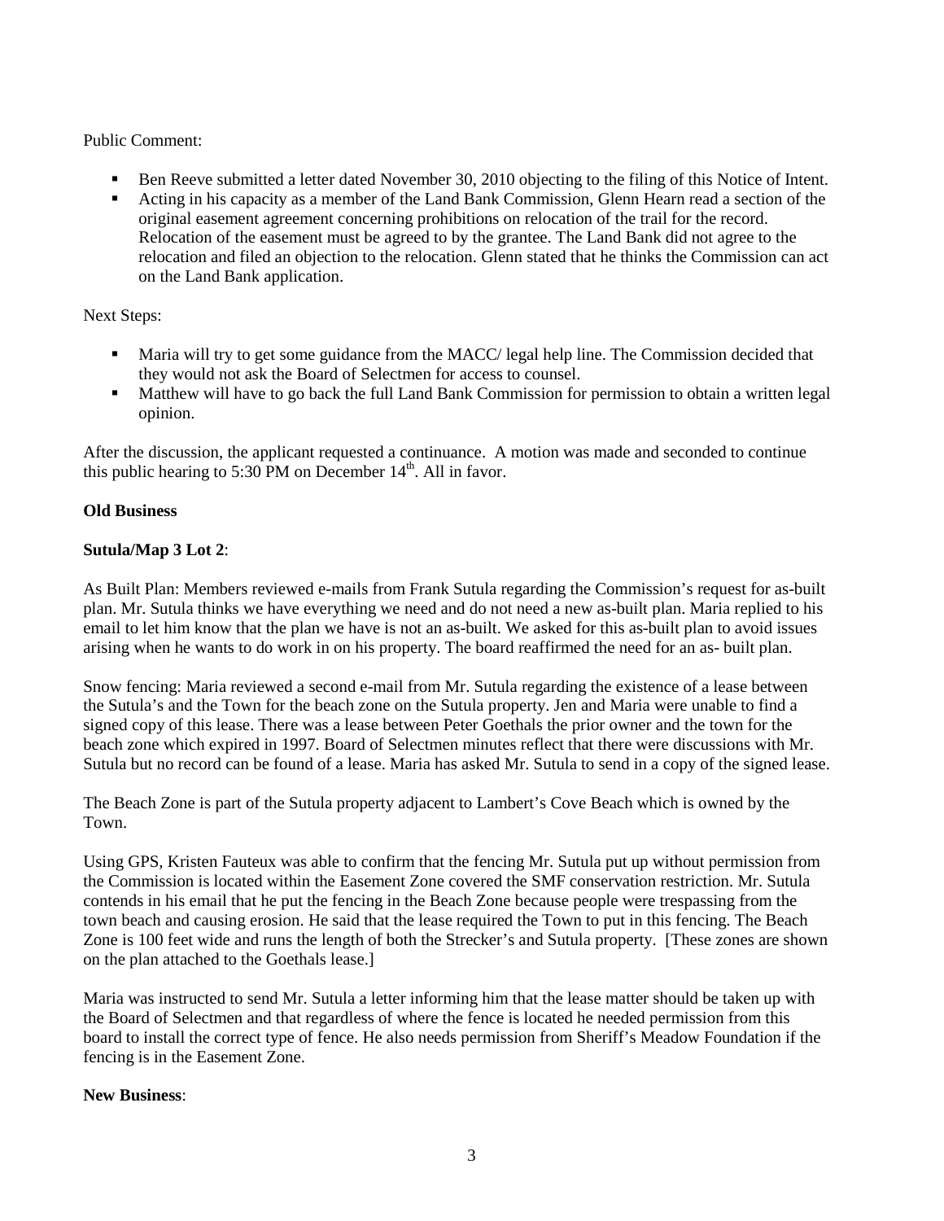Public Comment:

- Ben Reeve submitted a letter dated November 30, 2010 objecting to the filing of this Notice of Intent.
- Acting in his capacity as a member of the Land Bank Commission, Glenn Hearn read a section of the original easement agreement concerning prohibitions on relocation of the trail for the record. Relocation of the easement must be agreed to by the grantee. The Land Bank did not agree to the relocation and filed an objection to the relocation. Glenn stated that he thinks the Commission can act on the Land Bank application.

Next Steps:

- Maria will try to get some guidance from the MACC/ legal help line. The Commission decided that they would not ask the Board of Selectmen for access to counsel.
- Matthew will have to go back the full Land Bank Commission for permission to obtain a written legal opinion.

After the discussion, the applicant requested a continuance. A motion was made and seconded to continue this public hearing to 5:30 PM on December 14th. All in favor.

**Old Business**

**Sutula/Map 3 Lot 2**:

As Built Plan: Members reviewed e-mails from Frank Sutula regarding the Commission's request for as-built plan. Mr. Sutula thinks we have everything we need and do not need a new as-built plan. Maria replied to his email to let him know that the plan we have is not an as-built. We asked for this as-built plan to avoid issues arising when he wants to do work in on his property. The board reaffirmed the need for an as- built plan.

Snow fencing: Maria reviewed a second e-mail from Mr. Sutula regarding the existence of a lease between the Sutula's and the Town for the beach zone on the Sutula property. Jen and Maria were unable to find a signed copy of this lease. There was a lease between Peter Goethals the prior owner and the town for the beach zone which expired in 1997. Board of Selectmen minutes reflect that there were discussions with Mr. Sutula but no record can be found of a lease. Maria has asked Mr. Sutula to send in a copy of the signed lease.

The Beach Zone is part of the Sutula property adjacent to Lambert's Cove Beach which is owned by the Town.

Using GPS, Kristen Fauteux was able to confirm that the fencing Mr. Sutula put up without permission from the Commission is located within the Easement Zone covered the SMF conservation restriction. Mr. Sutula contends in his email that he put the fencing in the Beach Zone because people were trespassing from the town beach and causing erosion. He said that the lease required the Town to put in this fencing. The Beach Zone is 100 feet wide and runs the length of both the Strecker's and Sutula property. [These zones are shown on the plan attached to the Goethals lease.]

Maria was instructed to send Mr. Sutula a letter informing him that the lease matter should be taken up with the Board of Selectmen and that regardless of where the fence is located he needed permission from this board to install the correct type of fence. He also needs permission from Sheriff's Meadow Foundation if the fencing is in the Easement Zone.

**New Business**: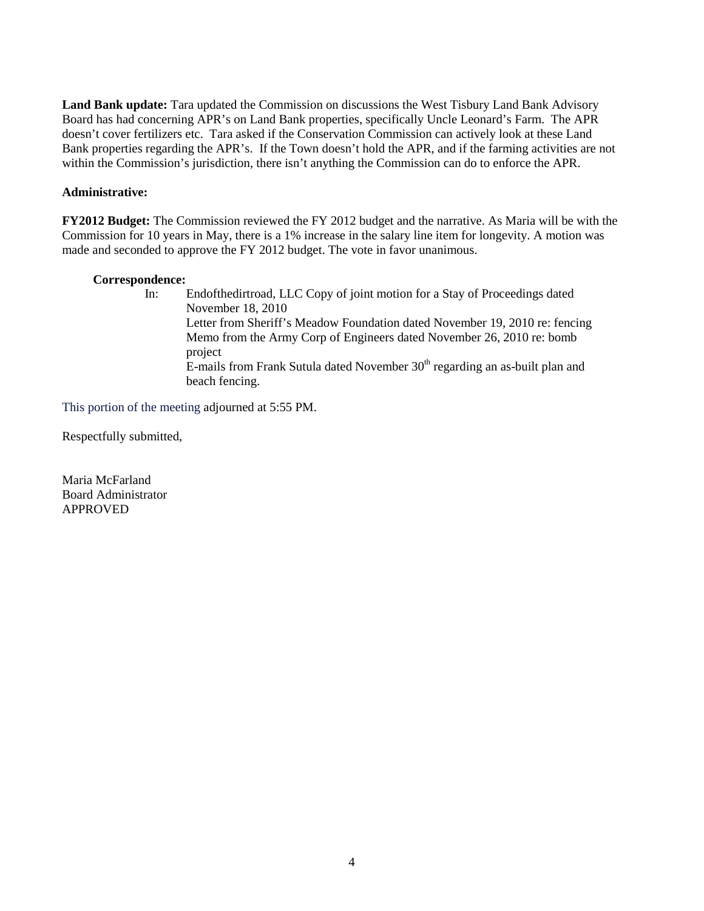**Land Bank update:** Tara updated the Commission on discussions the West Tisbury Land Bank Advisory Board has had concerning APR's on Land Bank properties, specifically Uncle Leonard's Farm. The APR doesn't cover fertilizers etc. Tara asked if the Conservation Commission can actively look at these Land Bank properties regarding the APR's. If the Town doesn't hold the APR, and if the farming activities are not within the Commission's jurisdiction, there isn't anything the Commission can do to enforce the APR.

**Administrative:**

**FY2012 Budget:** The Commission reviewed the FY 2012 budget and the narrative. As Maria will be with the Commission for 10 years in May, there is a 1% increase in the salary line item for longevity. A motion was made and seconded to approve the FY 2012 budget. The vote in favor unanimous.

**Correspondence:**

In:
- Endofthedirtroad, LLC Copy of joint motion for a Stay of Proceedings dated November 18, 2010
- Letter from Sheriff's Meadow Foundation dated November 19, 2010 re: fencing
- Memo from the Army Corp of Engineers dated November 26, 2010 re: bomb project
- E-mails from Frank Sutula dated November 30th regarding an as-built plan and beach fencing.

This portion of the meeting adjourned at 5:55 PM.

Respectfully submitted,

Maria McFarland
Board Administrator
APPROVED